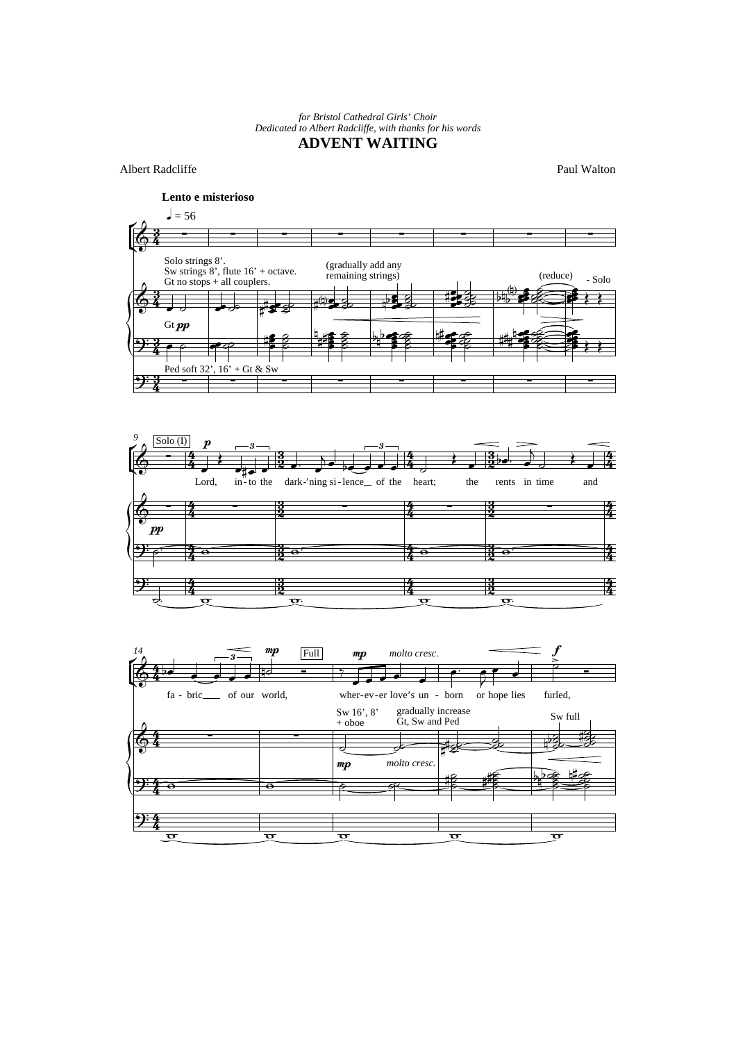*for Bristol Cathedral Girls' Choir*
*Dedicated to Albert Radcliffe, with thanks for his words*

# ADVENT WAITING

Albert Radcliffe

Paul Walton

**Lento e misterioso**

♩ = 56

Solo strings 8'.
Sw strings 8', flute 16' + octave.
Gt no stops + all couplers.

(gradually add any remaining strings)

(reduce)

- Solo

Gt *pp*

Ped soft 32', 16' + Gt & Sw

9

Solo (I)

*p*

Lord, in - to the dark-'ning si - lence of the heart; the rents in time and

*pp*

14

*mp*

Full

*mp* *molto cresc.*

*f*

fa - bric of our world, wher - ev - er love's un - born or hope lies furled,

Sw 16', 8' + oboe

gradually increase Gt, Sw and Ped

Sw full

*mp* *molto cresc.*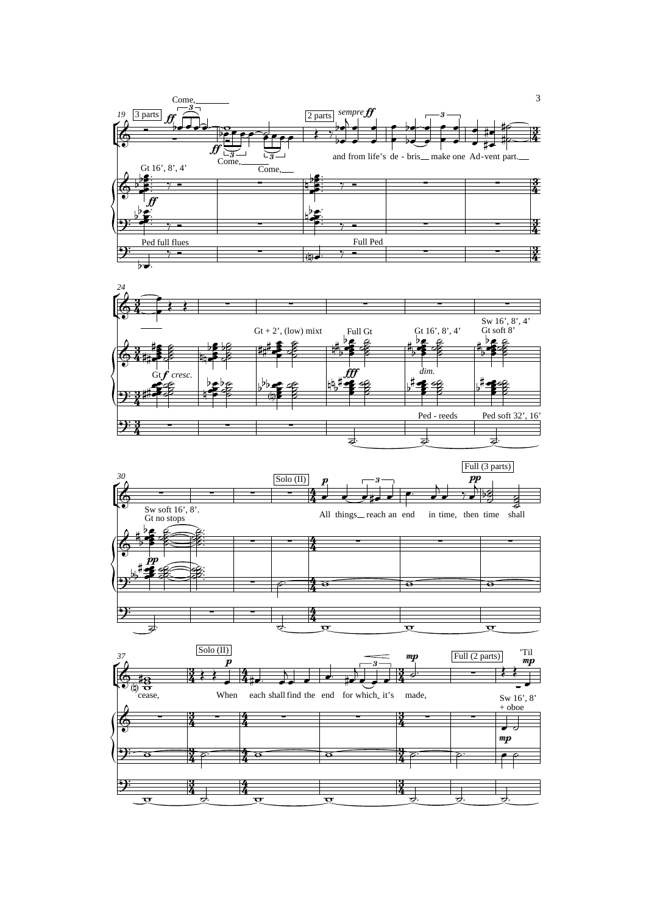Come,

3 parts

*ff*

Come,

Come,

2 parts

*sempre ff*

and from life's de - bris make one Ad-vent part.

Gt 16', 8', 4'

*ff*

Ped full flues

Full Ped

Gt + 2', (low) mixt

Full Gt

Gt 16', 8', 4'

Sw 16', 8', 4'
Gt soft 8'

Gt *f cresc.*

*fff*

*dim.*

Ped - reeds

Ped soft 32', 16'

Solo (II)

*p*

All things reach an end in time, then time shall

Full (3 parts)

*pp*

Sw soft 16', 8'.
Gt no stops

*pp*

cease,

Solo (II)

*p*

When each shall find the end for which it's made,

*mp*

Full (2 parts)

'Til

*mp*

Sw 16', 8'
+ oboe

*mp*